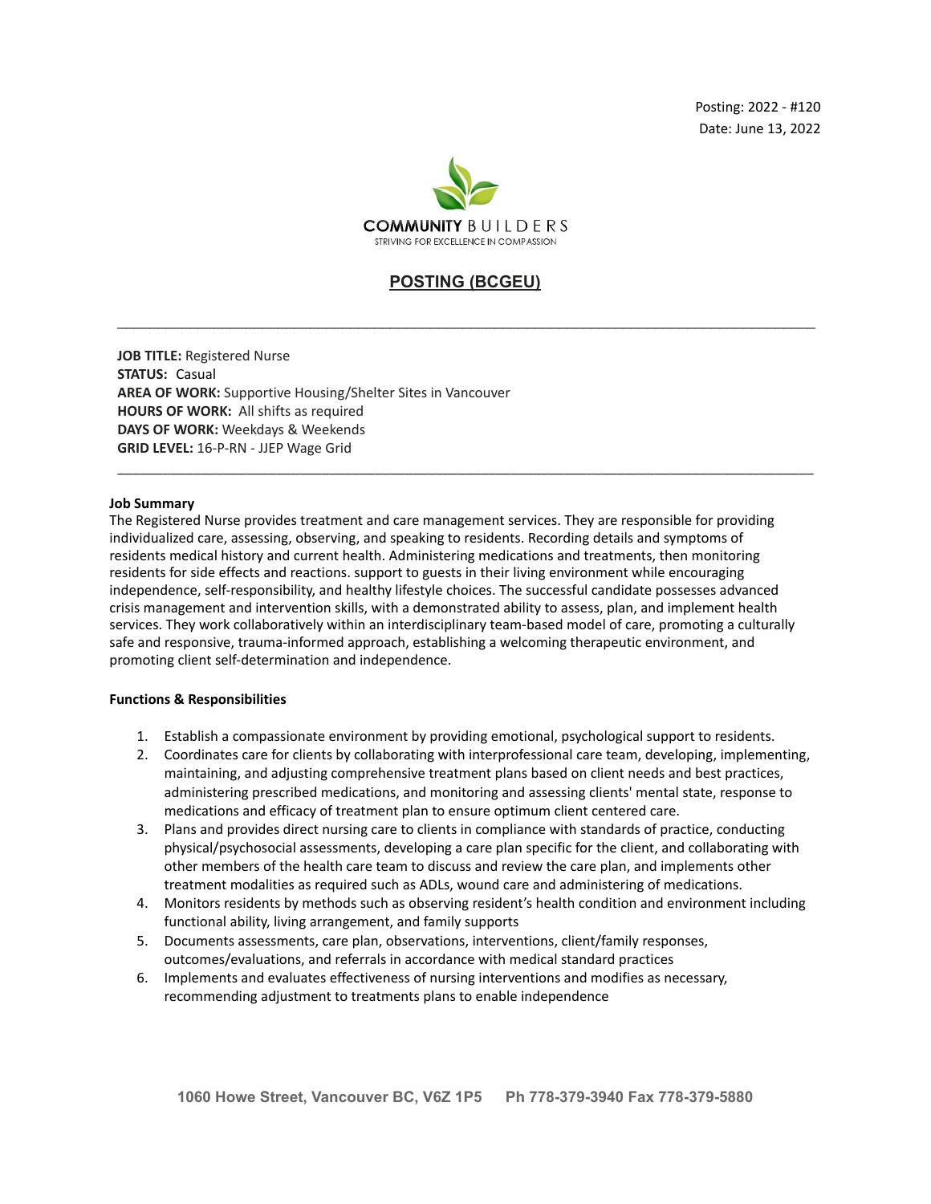Posting: 2022 - #120
Date: June 13, 2022

COMMUNITY BUILDERS
STRIVING FOR EXCELLENCE IN COMPASSION

# POSTING (BCGEU)

---

**JOB TITLE:** Registered Nurse
**STATUS:** Casual
**AREA OF WORK:** Supportive Housing/Shelter Sites in Vancouver
**HOURS OF WORK:** All shifts as required
**DAYS OF WORK:** Weekdays & Weekends
**GRID LEVEL:** 16-P-RN - JJEP Wage Grid

---

**Job Summary**

The Registered Nurse provides treatment and care management services. They are responsible for providing individualized care, assessing, observing, and speaking to residents. Recording details and symptoms of residents medical history and current health. Administering medications and treatments, then monitoring residents for side effects and reactions. support to guests in their living environment while encouraging independence, self-responsibility, and healthy lifestyle choices. The successful candidate possesses advanced crisis management and intervention skills, with a demonstrated ability to assess, plan, and implement health services. They work collaboratively within an interdisciplinary team-based model of care, promoting a culturally safe and responsive, trauma-informed approach, establishing a welcoming therapeutic environment, and promoting client self-determination and independence.

**Functions & Responsibilities**

1. Establish a compassionate environment by providing emotional, psychological support to residents.
2. Coordinates care for clients by collaborating with interprofessional care team, developing, implementing, maintaining, and adjusting comprehensive treatment plans based on client needs and best practices, administering prescribed medications, and monitoring and assessing clients' mental state, response to medications and efficacy of treatment plan to ensure optimum client centered care.
3. Plans and provides direct nursing care to clients in compliance with standards of practice, conducting physical/psychosocial assessments, developing a care plan specific for the client, and collaborating with other members of the health care team to discuss and review the care plan, and implements other treatment modalities as required such as ADLs, wound care and administering of medications.
4. Monitors residents by methods such as observing resident's health condition and environment including functional ability, living arrangement, and family supports
5. Documents assessments, care plan, observations, interventions, client/family responses, outcomes/evaluations, and referrals in accordance with medical standard practices
6. Implements and evaluates effectiveness of nursing interventions and modifies as necessary, recommending adjustment to treatments plans to enable independence

1060 Howe Street, Vancouver BC, V6Z 1P5 Ph 778-379-3940 Fax 778-379-5880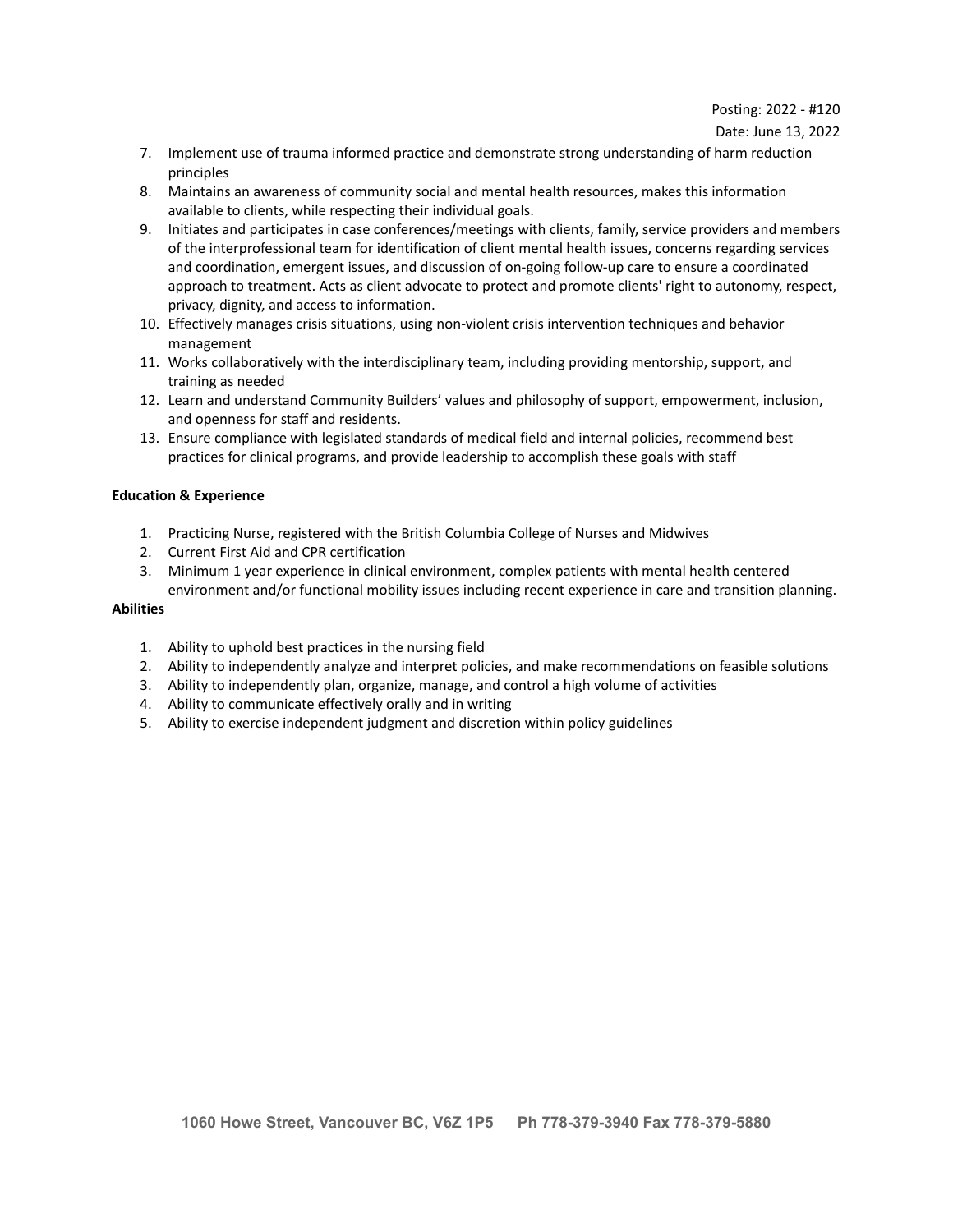7. Implement use of trauma informed practice and demonstrate strong understanding of harm reduction principles
8. Maintains an awareness of community social and mental health resources, makes this information available to clients, while respecting their individual goals.
9. Initiates and participates in case conferences/meetings with clients, family, service providers and members of the interprofessional team for identification of client mental health issues, concerns regarding services and coordination, emergent issues, and discussion of on-going follow-up care to ensure a coordinated approach to treatment. Acts as client advocate to protect and promote clients' right to autonomy, respect, privacy, dignity, and access to information.
10. Effectively manages crisis situations, using non-violent crisis intervention techniques and behavior management
11. Works collaboratively with the interdisciplinary team, including providing mentorship, support, and training as needed
12. Learn and understand Community Builders' values and philosophy of support, empowerment, inclusion, and openness for staff and residents.
13. Ensure compliance with legislated standards of medical field and internal policies, recommend best practices for clinical programs, and provide leadership to accomplish these goals with staff

**Education & Experience**

1. Practicing Nurse, registered with the British Columbia College of Nurses and Midwives
2. Current First Aid and CPR certification
3. Minimum 1 year experience in clinical environment, complex patients with mental health centered environment and/or functional mobility issues including recent experience in care and transition planning.

**Abilities**

1. Ability to uphold best practices in the nursing field
2. Ability to independently analyze and interpret policies, and make recommendations on feasible solutions
3. Ability to independently plan, organize, manage, and control a high volume of activities
4. Ability to communicate effectively orally and in writing
5. Ability to exercise independent judgment and discretion within policy guidelines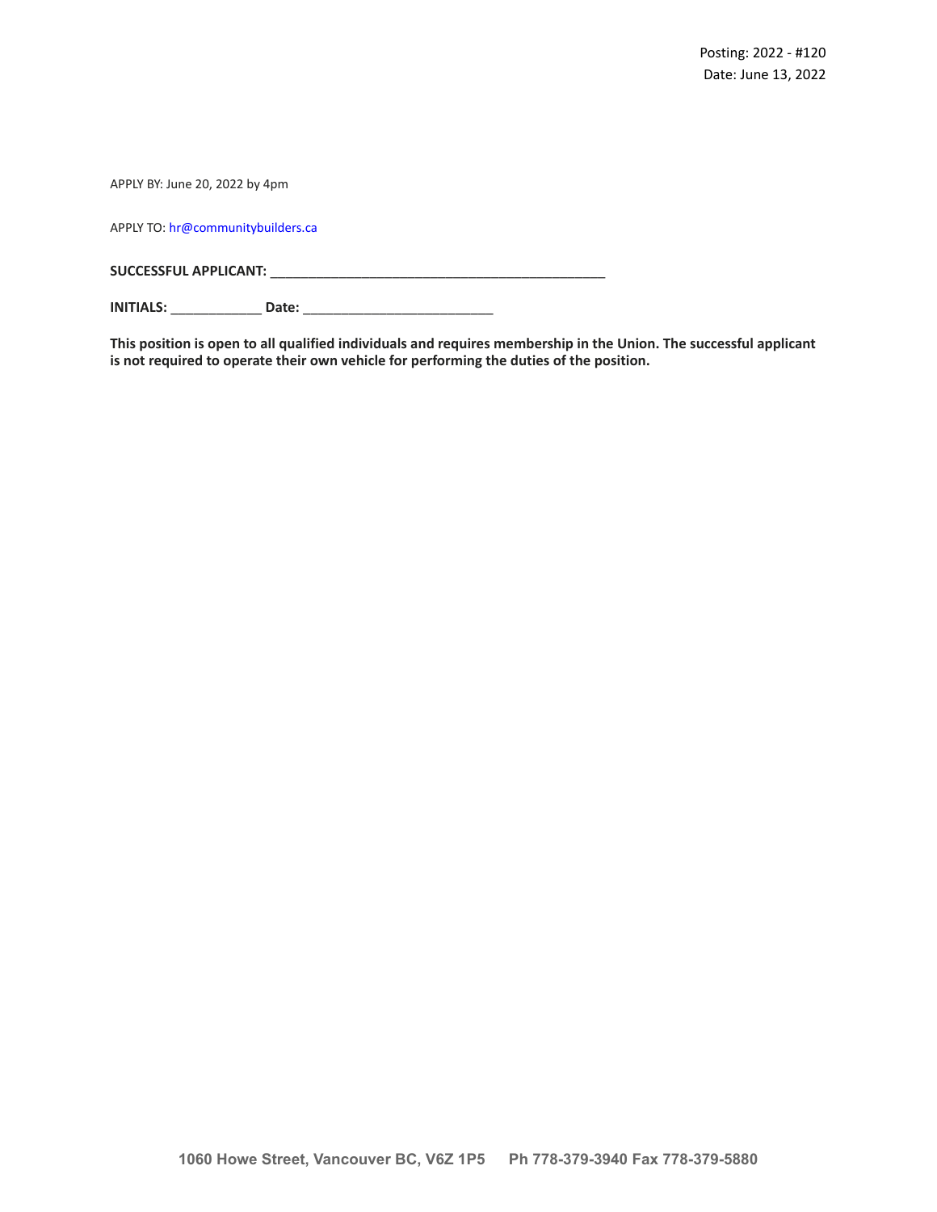Posting: 2022 - #120
Date: June 13, 2022

APPLY BY: June 20, 2022 by 4pm

APPLY TO: hr@communitybuilders.ca

**SUCCESSFUL APPLICANT:** ____________________________________________

**INITIALS:** ____________ **Date:** __________________________

**This position is open to all qualified individuals and requires membership in the Union. The successful applicant is not required to operate their own vehicle for performing the duties of the position.**

**1060 Howe Street, Vancouver BC, V6Z 1P5 Ph 778-379-3940 Fax 778-379-5880**